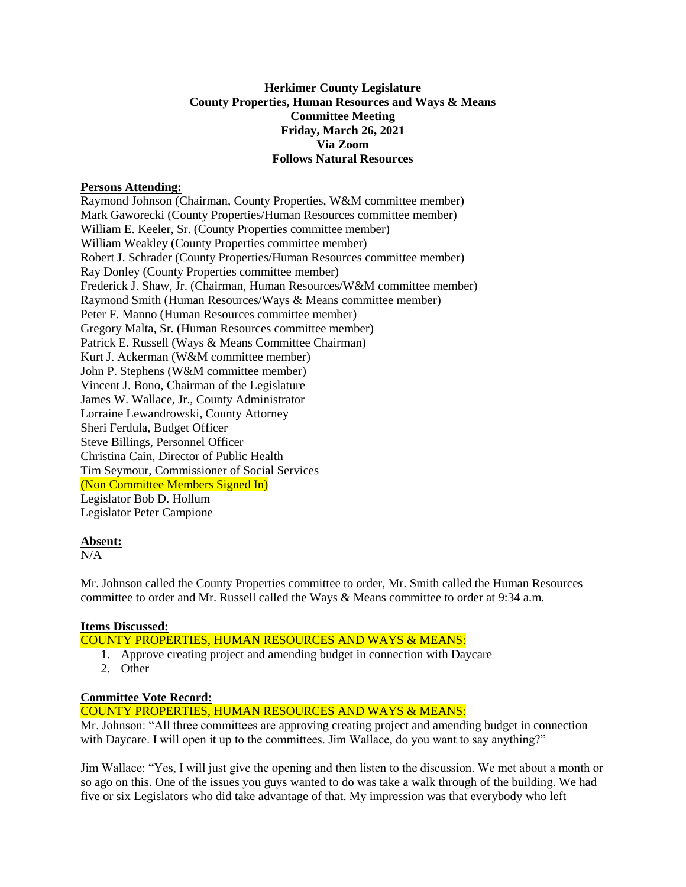**Herkimer County Legislature**
**County Properties, Human Resources and Ways & Means**
**Committee Meeting**
**Friday, March 26, 2021**
**Via Zoom**
**Follows Natural Resources**

**Persons Attending:**

Raymond Johnson (Chairman, County Properties, W&M committee member)
Mark Gaworecki (County Properties/Human Resources committee member)
William E. Keeler, Sr. (County Properties committee member)
William Weakley (County Properties committee member)
Robert J. Schrader (County Properties/Human Resources committee member)
Ray Donley (County Properties committee member)
Frederick J. Shaw, Jr. (Chairman, Human Resources/W&M committee member)
Raymond Smith (Human Resources/Ways & Means committee member)
Peter F. Manno (Human Resources committee member)
Gregory Malta, Sr. (Human Resources committee member)
Patrick E. Russell (Ways & Means Committee Chairman)
Kurt J. Ackerman (W&M committee member)
John P. Stephens (W&M committee member)
Vincent J. Bono, Chairman of the Legislature
James W. Wallace, Jr., County Administrator
Lorraine Lewandrowski, County Attorney
Sheri Ferdula, Budget Officer
Steve Billings, Personnel Officer
Christina Cain, Director of Public Health
Tim Seymour, Commissioner of Social Services
(Non Committee Members Signed In)
Legislator Bob D. Hollum
Legislator Peter Campione

**Absent:**

N/A

Mr. Johnson called the County Properties committee to order, Mr. Smith called the Human Resources committee to order and Mr. Russell called the Ways & Means committee to order at 9:34 a.m.

**Items Discussed:**

COUNTY PROPERTIES, HUMAN RESOURCES AND WAYS & MEANS:

1. Approve creating project and amending budget in connection with Daycare
2. Other

**Committee Vote Record:**

COUNTY PROPERTIES, HUMAN RESOURCES AND WAYS & MEANS:

Mr. Johnson: "All three committees are approving creating project and amending budget in connection with Daycare. I will open it up to the committees. Jim Wallace, do you want to say anything?"

Jim Wallace: "Yes, I will just give the opening and then listen to the discussion. We met about a month or so ago on this. One of the issues you guys wanted to do was take a walk through of the building. We had five or six Legislators who did take advantage of that. My impression was that everybody who left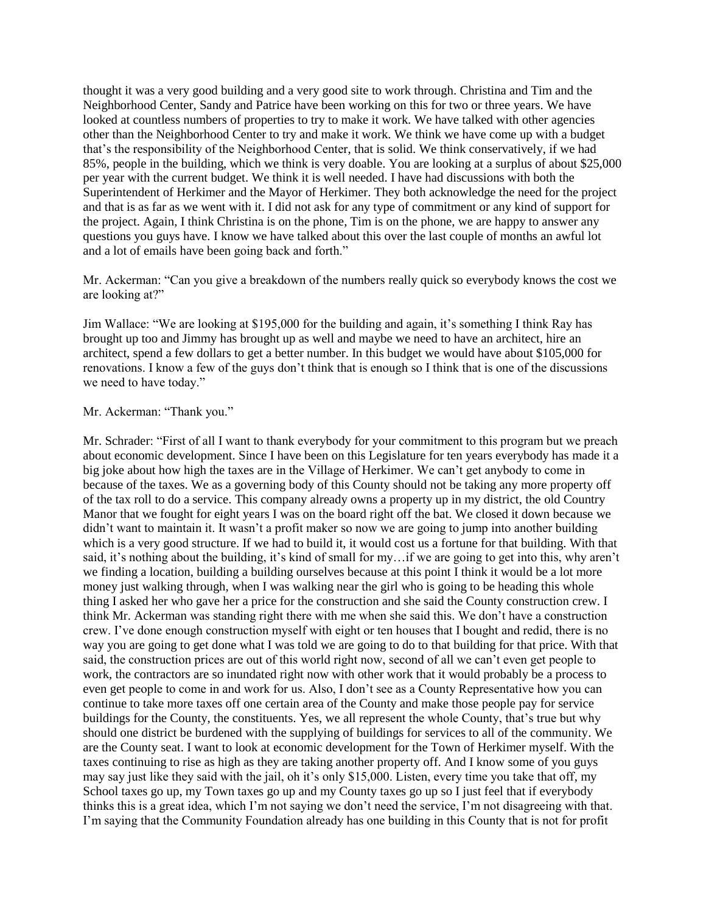thought it was a very good building and a very good site to work through. Christina and Tim and the Neighborhood Center, Sandy and Patrice have been working on this for two or three years. We have looked at countless numbers of properties to try to make it work. We have talked with other agencies other than the Neighborhood Center to try and make it work. We think we have come up with a budget that's the responsibility of the Neighborhood Center, that is solid. We think conservatively, if we had 85%, people in the building, which we think is very doable. You are looking at a surplus of about $25,000 per year with the current budget. We think it is well needed. I have had discussions with both the Superintendent of Herkimer and the Mayor of Herkimer. They both acknowledge the need for the project and that is as far as we went with it. I did not ask for any type of commitment or any kind of support for the project. Again, I think Christina is on the phone, Tim is on the phone, we are happy to answer any questions you guys have. I know we have talked about this over the last couple of months an awful lot and a lot of emails have been going back and forth."

Mr. Ackerman: "Can you give a breakdown of the numbers really quick so everybody knows the cost we are looking at?"

Jim Wallace: "We are looking at $195,000 for the building and again, it's something I think Ray has brought up too and Jimmy has brought up as well and maybe we need to have an architect, hire an architect, spend a few dollars to get a better number. In this budget we would have about $105,000 for renovations. I know a few of the guys don't think that is enough so I think that is one of the discussions we need to have today."

Mr. Ackerman: "Thank you."

Mr. Schrader: "First of all I want to thank everybody for your commitment to this program but we preach about economic development. Since I have been on this Legislature for ten years everybody has made it a big joke about how high the taxes are in the Village of Herkimer. We can't get anybody to come in because of the taxes. We as a governing body of this County should not be taking any more property off of the tax roll to do a service. This company already owns a property up in my district, the old Country Manor that we fought for eight years I was on the board right off the bat. We closed it down because we didn't want to maintain it. It wasn't a profit maker so now we are going to jump into another building which is a very good structure. If we had to build it, it would cost us a fortune for that building. With that said, it's nothing about the building, it's kind of small for my…if we are going to get into this, why aren't we finding a location, building a building ourselves because at this point I think it would be a lot more money just walking through, when I was walking near the girl who is going to be heading this whole thing I asked her who gave her a price for the construction and she said the County construction crew. I think Mr. Ackerman was standing right there with me when she said this. We don't have a construction crew. I've done enough construction myself with eight or ten houses that I bought and redid, there is no way you are going to get done what I was told we are going to do to that building for that price. With that said, the construction prices are out of this world right now, second of all we can't even get people to work, the contractors are so inundated right now with other work that it would probably be a process to even get people to come in and work for us. Also, I don't see as a County Representative how you can continue to take more taxes off one certain area of the County and make those people pay for service buildings for the County, the constituents. Yes, we all represent the whole County, that's true but why should one district be burdened with the supplying of buildings for services to all of the community. We are the County seat. I want to look at economic development for the Town of Herkimer myself. With the taxes continuing to rise as high as they are taking another property off. And I know some of you guys may say just like they said with the jail, oh it's only $15,000. Listen, every time you take that off, my School taxes go up, my Town taxes go up and my County taxes go up so I just feel that if everybody thinks this is a great idea, which I'm not saying we don't need the service, I'm not disagreeing with that. I'm saying that the Community Foundation already has one building in this County that is not for profit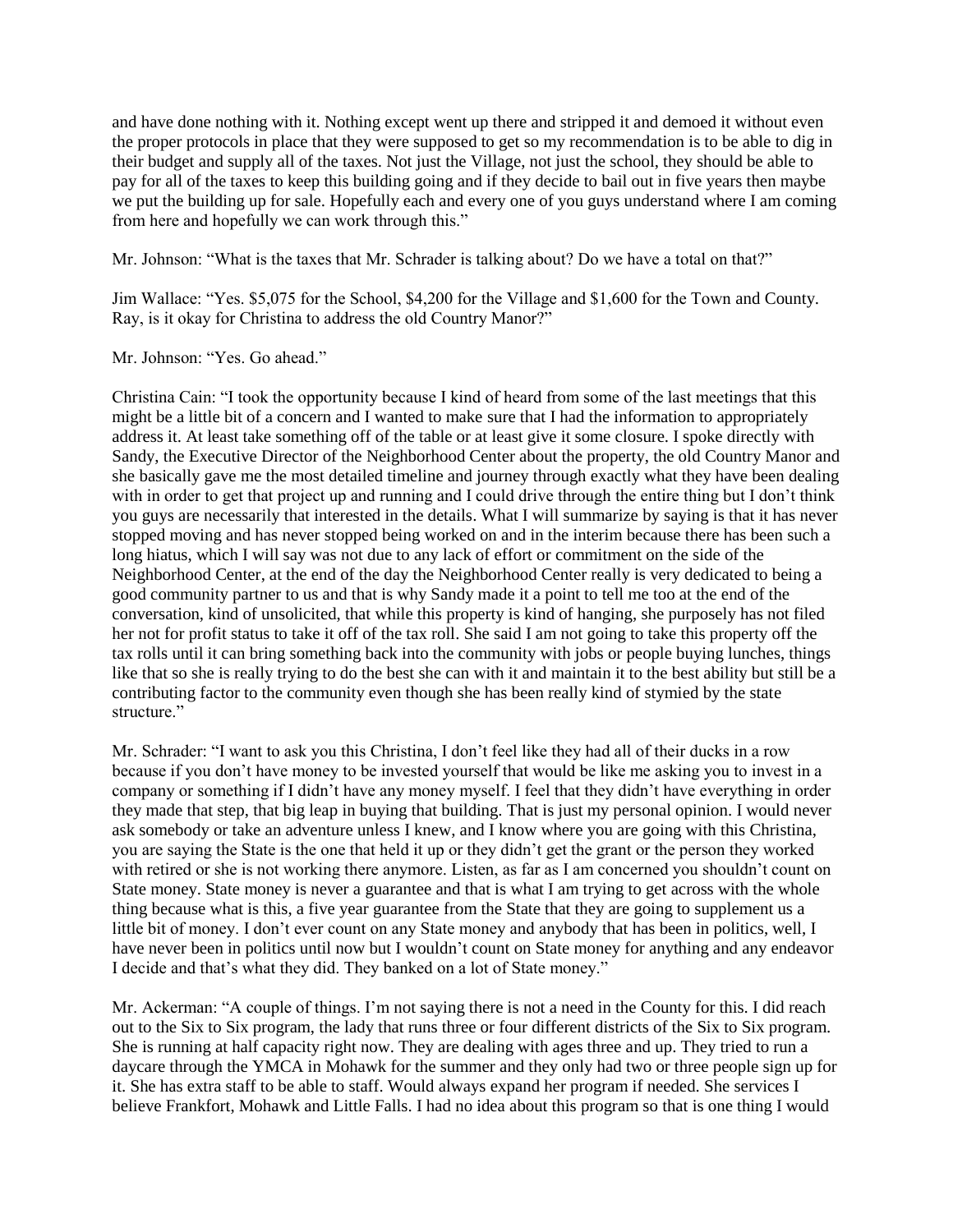and have done nothing with it. Nothing except went up there and stripped it and demoed it without even the proper protocols in place that they were supposed to get so my recommendation is to be able to dig in their budget and supply all of the taxes. Not just the Village, not just the school, they should be able to pay for all of the taxes to keep this building going and if they decide to bail out in five years then maybe we put the building up for sale. Hopefully each and every one of you guys understand where I am coming from here and hopefully we can work through this."

Mr. Johnson: "What is the taxes that Mr. Schrader is talking about? Do we have a total on that?"

Jim Wallace: "Yes. $5,075 for the School, $4,200 for the Village and $1,600 for the Town and County. Ray, is it okay for Christina to address the old Country Manor?"

Mr. Johnson: "Yes. Go ahead."

Christina Cain: "I took the opportunity because I kind of heard from some of the last meetings that this might be a little bit of a concern and I wanted to make sure that I had the information to appropriately address it. At least take something off of the table or at least give it some closure. I spoke directly with Sandy, the Executive Director of the Neighborhood Center about the property, the old Country Manor and she basically gave me the most detailed timeline and journey through exactly what they have been dealing with in order to get that project up and running and I could drive through the entire thing but I don't think you guys are necessarily that interested in the details. What I will summarize by saying is that it has never stopped moving and has never stopped being worked on and in the interim because there has been such a long hiatus, which I will say was not due to any lack of effort or commitment on the side of the Neighborhood Center, at the end of the day the Neighborhood Center really is very dedicated to being a good community partner to us and that is why Sandy made it a point to tell me too at the end of the conversation, kind of unsolicited, that while this property is kind of hanging, she purposely has not filed her not for profit status to take it off of the tax roll. She said I am not going to take this property off the tax rolls until it can bring something back into the community with jobs or people buying lunches, things like that so she is really trying to do the best she can with it and maintain it to the best ability but still be a contributing factor to the community even though she has been really kind of stymied by the state structure."

Mr. Schrader: "I want to ask you this Christina, I don't feel like they had all of their ducks in a row because if you don't have money to be invested yourself that would be like me asking you to invest in a company or something if I didn't have any money myself. I feel that they didn't have everything in order they made that step, that big leap in buying that building. That is just my personal opinion. I would never ask somebody or take an adventure unless I knew, and I know where you are going with this Christina, you are saying the State is the one that held it up or they didn't get the grant or the person they worked with retired or she is not working there anymore. Listen, as far as I am concerned you shouldn't count on State money. State money is never a guarantee and that is what I am trying to get across with the whole thing because what is this, a five year guarantee from the State that they are going to supplement us a little bit of money. I don't ever count on any State money and anybody that has been in politics, well, I have never been in politics until now but I wouldn't count on State money for anything and any endeavor I decide and that's what they did. They banked on a lot of State money."

Mr. Ackerman: "A couple of things. I'm not saying there is not a need in the County for this. I did reach out to the Six to Six program, the lady that runs three or four different districts of the Six to Six program. She is running at half capacity right now. They are dealing with ages three and up. They tried to run a daycare through the YMCA in Mohawk for the summer and they only had two or three people sign up for it. She has extra staff to be able to staff. Would always expand her program if needed. She services I believe Frankfort, Mohawk and Little Falls. I had no idea about this program so that is one thing I would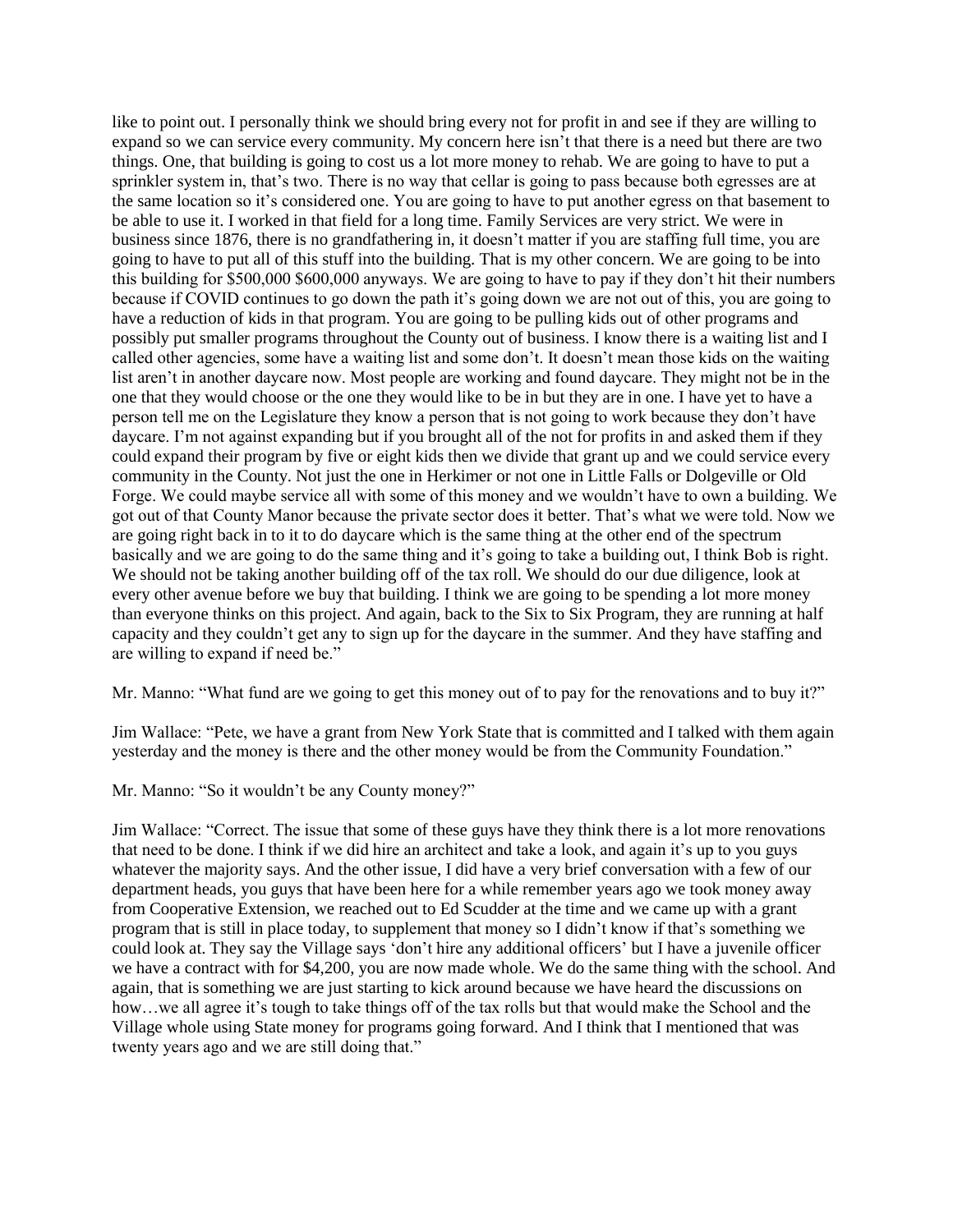like to point out. I personally think we should bring every not for profit in and see if they are willing to expand so we can service every community. My concern here isn't that there is a need but there are two things. One, that building is going to cost us a lot more money to rehab. We are going to have to put a sprinkler system in, that's two. There is no way that cellar is going to pass because both egresses are at the same location so it's considered one. You are going to have to put another egress on that basement to be able to use it. I worked in that field for a long time. Family Services are very strict. We were in business since 1876, there is no grandfathering in, it doesn't matter if you are staffing full time, you are going to have to put all of this stuff into the building. That is my other concern. We are going to be into this building for $500,000 $600,000 anyways. We are going to have to pay if they don't hit their numbers because if COVID continues to go down the path it's going down we are not out of this, you are going to have a reduction of kids in that program. You are going to be pulling kids out of other programs and possibly put smaller programs throughout the County out of business. I know there is a waiting list and I called other agencies, some have a waiting list and some don't. It doesn't mean those kids on the waiting list aren't in another daycare now. Most people are working and found daycare. They might not be in the one that they would choose or the one they would like to be in but they are in one. I have yet to have a person tell me on the Legislature they know a person that is not going to work because they don't have daycare. I'm not against expanding but if you brought all of the not for profits in and asked them if they could expand their program by five or eight kids then we divide that grant up and we could service every community in the County. Not just the one in Herkimer or not one in Little Falls or Dolgeville or Old Forge. We could maybe service all with some of this money and we wouldn't have to own a building. We got out of that County Manor because the private sector does it better. That's what we were told. Now we are going right back in to it to do daycare which is the same thing at the other end of the spectrum basically and we are going to do the same thing and it's going to take a building out, I think Bob is right. We should not be taking another building off of the tax roll. We should do our due diligence, look at every other avenue before we buy that building. I think we are going to be spending a lot more money than everyone thinks on this project. And again, back to the Six to Six Program, they are running at half capacity and they couldn't get any to sign up for the daycare in the summer. And they have staffing and are willing to expand if need be."

Mr. Manno: "What fund are we going to get this money out of to pay for the renovations and to buy it?"

Jim Wallace: "Pete, we have a grant from New York State that is committed and I talked with them again yesterday and the money is there and the other money would be from the Community Foundation."

Mr. Manno: "So it wouldn't be any County money?"

Jim Wallace: "Correct. The issue that some of these guys have they think there is a lot more renovations that need to be done. I think if we did hire an architect and take a look, and again it's up to you guys whatever the majority says. And the other issue, I did have a very brief conversation with a few of our department heads, you guys that have been here for a while remember years ago we took money away from Cooperative Extension, we reached out to Ed Scudder at the time and we came up with a grant program that is still in place today, to supplement that money so I didn't know if that's something we could look at. They say the Village says 'don't hire any additional officers' but I have a juvenile officer we have a contract with for $4,200, you are now made whole. We do the same thing with the school. And again, that is something we are just starting to kick around because we have heard the discussions on how…we all agree it's tough to take things off of the tax rolls but that would make the School and the Village whole using State money for programs going forward. And I think that I mentioned that was twenty years ago and we are still doing that."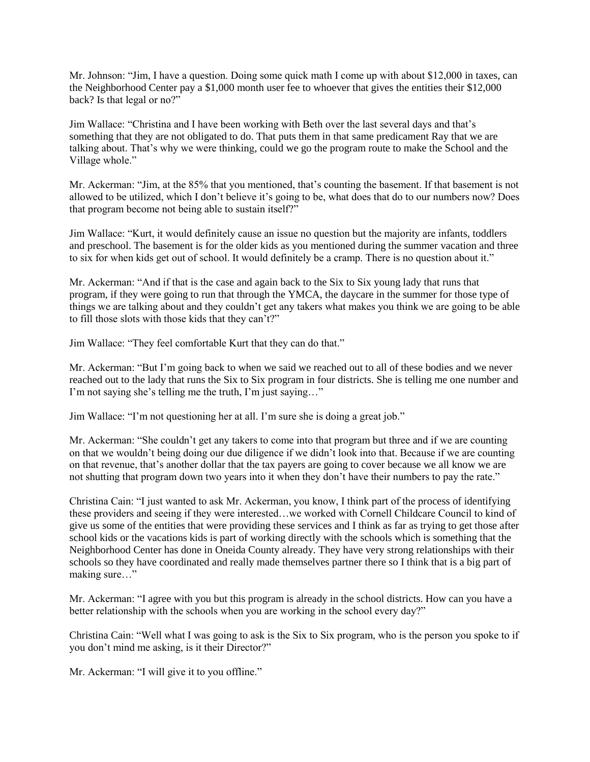Mr. Johnson: "Jim, I have a question. Doing some quick math I come up with about $12,000 in taxes, can the Neighborhood Center pay a $1,000 month user fee to whoever that gives the entities their $12,000 back? Is that legal or no?"

Jim Wallace: "Christina and I have been working with Beth over the last several days and that's something that they are not obligated to do. That puts them in that same predicament Ray that we are talking about. That's why we were thinking, could we go the program route to make the School and the Village whole."

Mr. Ackerman: "Jim, at the 85% that you mentioned, that's counting the basement. If that basement is not allowed to be utilized, which I don't believe it's going to be, what does that do to our numbers now? Does that program become not being able to sustain itself?"

Jim Wallace: "Kurt, it would definitely cause an issue no question but the majority are infants, toddlers and preschool. The basement is for the older kids as you mentioned during the summer vacation and three to six for when kids get out of school. It would definitely be a cramp. There is no question about it."

Mr. Ackerman: "And if that is the case and again back to the Six to Six young lady that runs that program, if they were going to run that through the YMCA, the daycare in the summer for those type of things we are talking about and they couldn't get any takers what makes you think we are going to be able to fill those slots with those kids that they can't?"

Jim Wallace: "They feel comfortable Kurt that they can do that."

Mr. Ackerman: "But I'm going back to when we said we reached out to all of these bodies and we never reached out to the lady that runs the Six to Six program in four districts. She is telling me one number and I'm not saying she's telling me the truth, I'm just saying…"

Jim Wallace: "I'm not questioning her at all. I'm sure she is doing a great job."

Mr. Ackerman: "She couldn't get any takers to come into that program but three and if we are counting on that we wouldn't being doing our due diligence if we didn't look into that. Because if we are counting on that revenue, that's another dollar that the tax payers are going to cover because we all know we are not shutting that program down two years into it when they don't have their numbers to pay the rate."

Christina Cain: "I just wanted to ask Mr. Ackerman, you know, I think part of the process of identifying these providers and seeing if they were interested…we worked with Cornell Childcare Council to kind of give us some of the entities that were providing these services and I think as far as trying to get those after school kids or the vacations kids is part of working directly with the schools which is something that the Neighborhood Center has done in Oneida County already. They have very strong relationships with their schools so they have coordinated and really made themselves partner there so I think that is a big part of making sure…"

Mr. Ackerman: "I agree with you but this program is already in the school districts. How can you have a better relationship with the schools when you are working in the school every day?"

Christina Cain: "Well what I was going to ask is the Six to Six program, who is the person you spoke to if you don't mind me asking, is it their Director?"

Mr. Ackerman: "I will give it to you offline."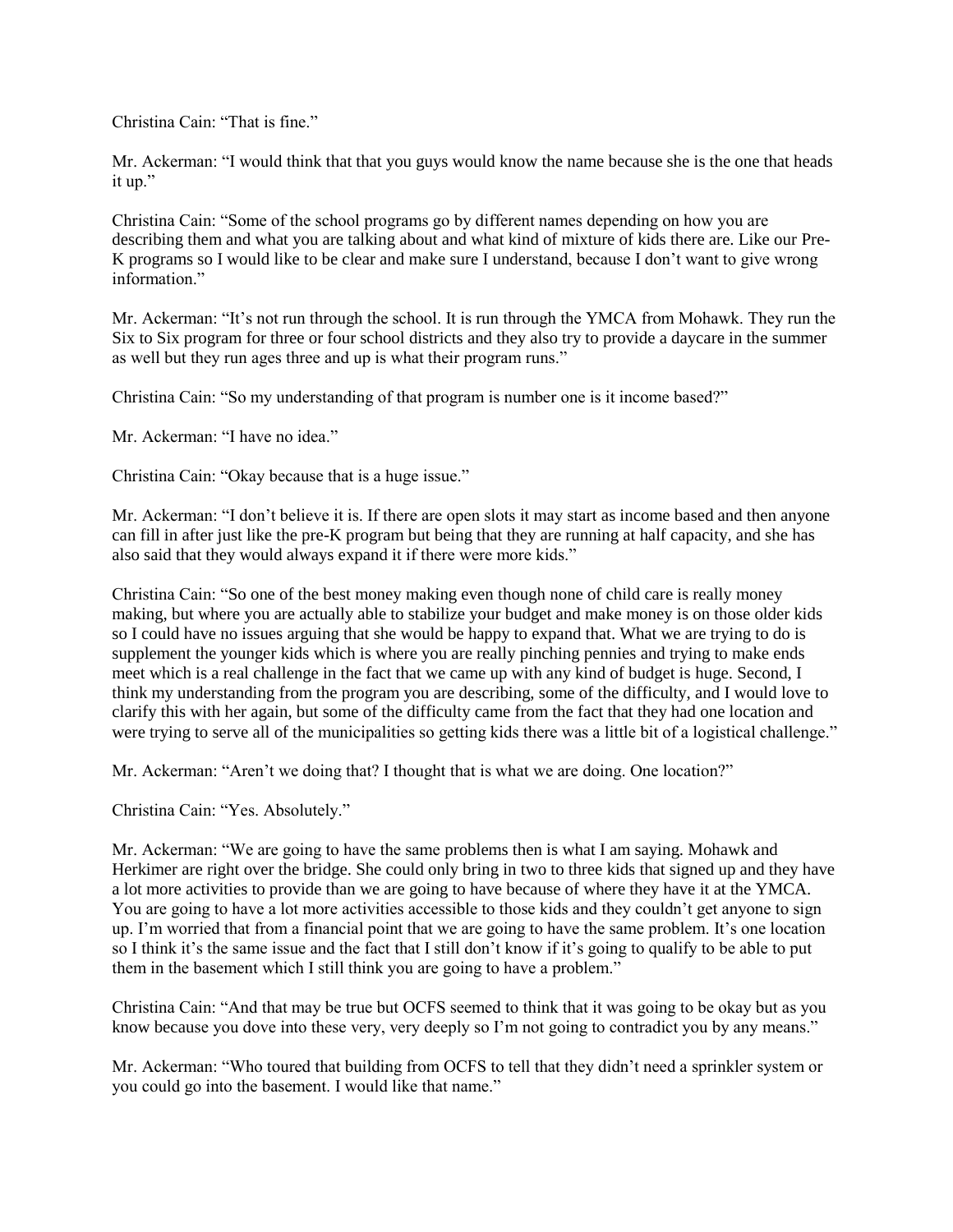Christina Cain: "That is fine."

Mr. Ackerman: "I would think that that you guys would know the name because she is the one that heads it up."

Christina Cain: "Some of the school programs go by different names depending on how you are describing them and what you are talking about and what kind of mixture of kids there are. Like our Pre-K programs so I would like to be clear and make sure I understand, because I don't want to give wrong information."

Mr. Ackerman: "It's not run through the school. It is run through the YMCA from Mohawk. They run the Six to Six program for three or four school districts and they also try to provide a daycare in the summer as well but they run ages three and up is what their program runs."

Christina Cain: "So my understanding of that program is number one is it income based?"

Mr. Ackerman: "I have no idea."

Christina Cain: "Okay because that is a huge issue."

Mr. Ackerman: "I don't believe it is. If there are open slots it may start as income based and then anyone can fill in after just like the pre-K program but being that they are running at half capacity, and she has also said that they would always expand it if there were more kids."

Christina Cain: "So one of the best money making even though none of child care is really money making, but where you are actually able to stabilize your budget and make money is on those older kids so I could have no issues arguing that she would be happy to expand that. What we are trying to do is supplement the younger kids which is where you are really pinching pennies and trying to make ends meet which is a real challenge in the fact that we came up with any kind of budget is huge. Second, I think my understanding from the program you are describing, some of the difficulty, and I would love to clarify this with her again, but some of the difficulty came from the fact that they had one location and were trying to serve all of the municipalities so getting kids there was a little bit of a logistical challenge."

Mr. Ackerman: "Aren't we doing that? I thought that is what we are doing. One location?"

Christina Cain: "Yes. Absolutely."

Mr. Ackerman: "We are going to have the same problems then is what I am saying. Mohawk and Herkimer are right over the bridge. She could only bring in two to three kids that signed up and they have a lot more activities to provide than we are going to have because of where they have it at the YMCA. You are going to have a lot more activities accessible to those kids and they couldn't get anyone to sign up. I'm worried that from a financial point that we are going to have the same problem. It's one location so I think it's the same issue and the fact that I still don't know if it's going to qualify to be able to put them in the basement which I still think you are going to have a problem."

Christina Cain: "And that may be true but OCFS seemed to think that it was going to be okay but as you know because you dove into these very, very deeply so I'm not going to contradict you by any means."

Mr. Ackerman: "Who toured that building from OCFS to tell that they didn't need a sprinkler system or you could go into the basement. I would like that name."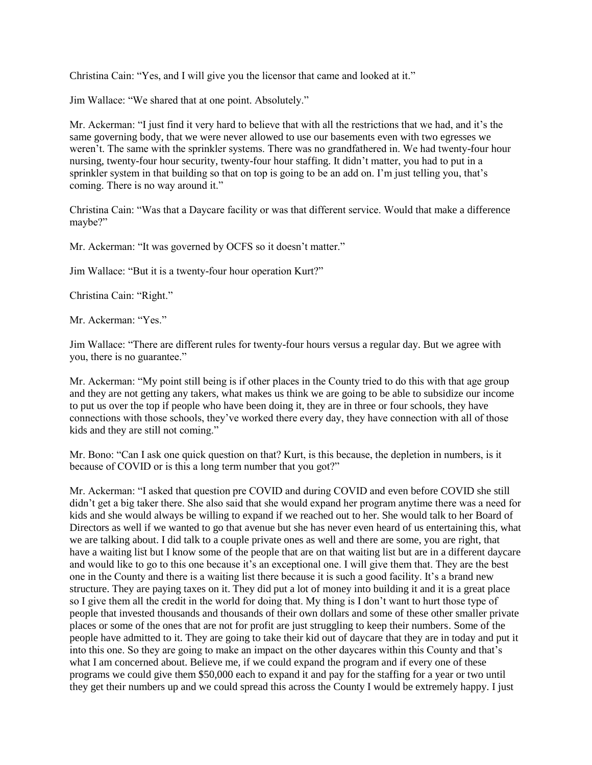Christina Cain: “Yes, and I will give you the licensor that came and looked at it.”

Jim Wallace: “We shared that at one point. Absolutely.”

Mr. Ackerman: “I just find it very hard to believe that with all the restrictions that we had, and it’s the same governing body, that we were never allowed to use our basements even with two egresses we weren’t. The same with the sprinkler systems. There was no grandfathered in. We had twenty-four hour nursing, twenty-four hour security, twenty-four hour staffing. It didn’t matter, you had to put in a sprinkler system in that building so that on top is going to be an add on. I’m just telling you, that’s coming. There is no way around it.”

Christina Cain: “Was that a Daycare facility or was that different service. Would that make a difference maybe?”

Mr. Ackerman: “It was governed by OCFS so it doesn’t matter.”

Jim Wallace: “But it is a twenty-four hour operation Kurt?”

Christina Cain: “Right.”

Mr. Ackerman: “Yes.”

Jim Wallace: “There are different rules for twenty-four hours versus a regular day. But we agree with you, there is no guarantee.”

Mr. Ackerman: “My point still being is if other places in the County tried to do this with that age group and they are not getting any takers, what makes us think we are going to be able to subsidize our income to put us over the top if people who have been doing it, they are in three or four schools, they have connections with those schools, they’ve worked there every day, they have connection with all of those kids and they are still not coming.”

Mr. Bono: “Can I ask one quick question on that? Kurt, is this because, the depletion in numbers, is it because of COVID or is this a long term number that you got?”

Mr. Ackerman: “I asked that question pre COVID and during COVID and even before COVID she still didn’t get a big taker there. She also said that she would expand her program anytime there was a need for kids and she would always be willing to expand if we reached out to her. She would talk to her Board of Directors as well if we wanted to go that avenue but she has never even heard of us entertaining this, what we are talking about. I did talk to a couple private ones as well and there are some, you are right, that have a waiting list but I know some of the people that are on that waiting list but are in a different daycare and would like to go to this one because it’s an exceptional one. I will give them that. They are the best one in the County and there is a waiting list there because it is such a good facility. It’s a brand new structure. They are paying taxes on it. They did put a lot of money into building it and it is a great place so I give them all the credit in the world for doing that. My thing is I don’t want to hurt those type of people that invested thousands and thousands of their own dollars and some of these other smaller private places or some of the ones that are not for profit are just struggling to keep their numbers. Some of the people have admitted to it. They are going to take their kid out of daycare that they are in today and put it into this one. So they are going to make an impact on the other daycares within this County and that’s what I am concerned about. Believe me, if we could expand the program and if every one of these programs we could give them $50,000 each to expand it and pay for the staffing for a year or two until they get their numbers up and we could spread this across the County I would be extremely happy. I just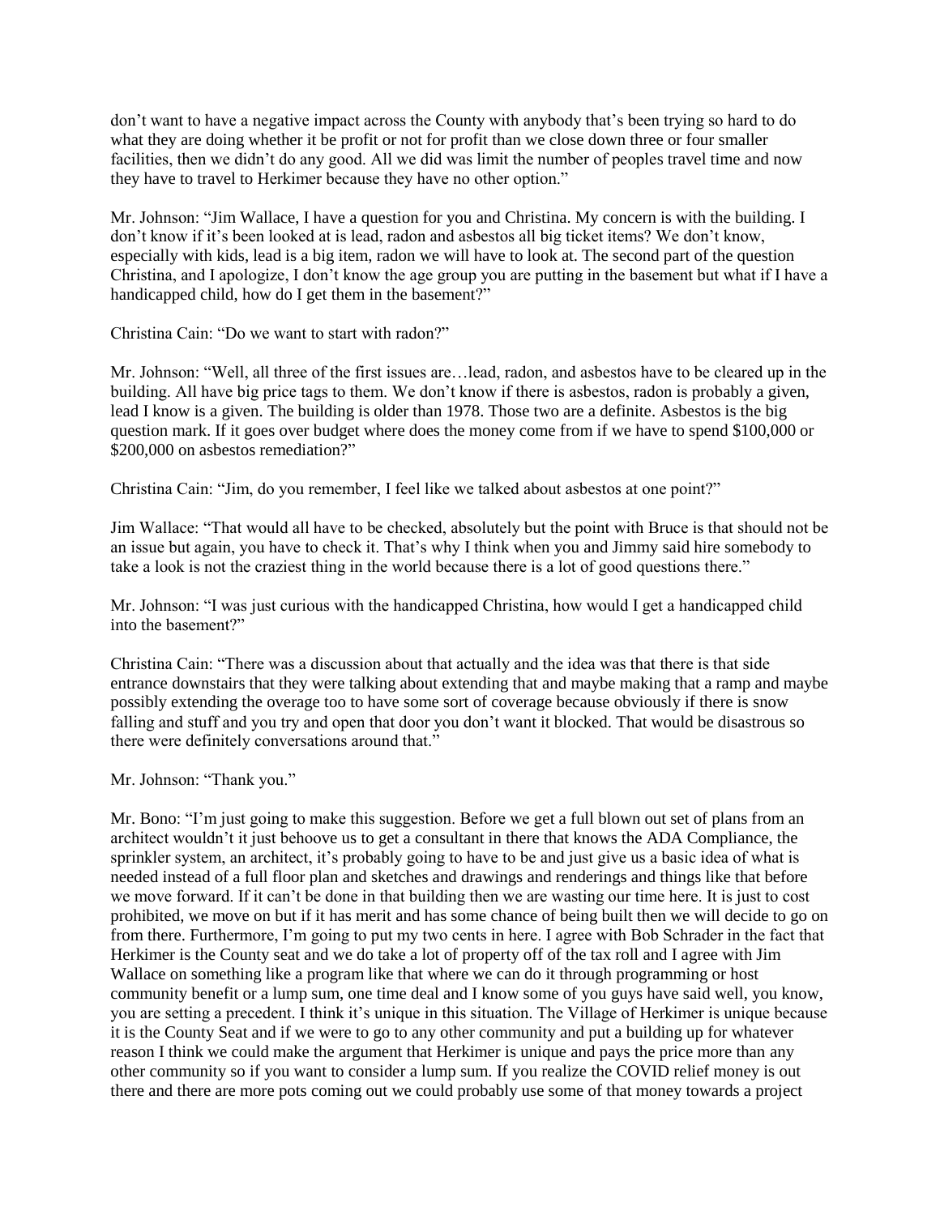don't want to have a negative impact across the County with anybody that's been trying so hard to do what they are doing whether it be profit or not for profit than we close down three or four smaller facilities, then we didn't do any good. All we did was limit the number of peoples travel time and now they have to travel to Herkimer because they have no other option."

Mr. Johnson: "Jim Wallace, I have a question for you and Christina. My concern is with the building. I don't know if it's been looked at is lead, radon and asbestos all big ticket items? We don't know, especially with kids, lead is a big item, radon we will have to look at. The second part of the question Christina, and I apologize, I don't know the age group you are putting in the basement but what if I have a handicapped child, how do I get them in the basement?"

Christina Cain: "Do we want to start with radon?"

Mr. Johnson: "Well, all three of the first issues are…lead, radon, and asbestos have to be cleared up in the building. All have big price tags to them. We don't know if there is asbestos, radon is probably a given, lead I know is a given. The building is older than 1978. Those two are a definite. Asbestos is the big question mark. If it goes over budget where does the money come from if we have to spend $100,000 or $200,000 on asbestos remediation?"

Christina Cain: "Jim, do you remember, I feel like we talked about asbestos at one point?"

Jim Wallace: "That would all have to be checked, absolutely but the point with Bruce is that should not be an issue but again, you have to check it. That's why I think when you and Jimmy said hire somebody to take a look is not the craziest thing in the world because there is a lot of good questions there."

Mr. Johnson: "I was just curious with the handicapped Christina, how would I get a handicapped child into the basement?"

Christina Cain: "There was a discussion about that actually and the idea was that there is that side entrance downstairs that they were talking about extending that and maybe making that a ramp and maybe possibly extending the overage too to have some sort of coverage because obviously if there is snow falling and stuff and you try and open that door you don't want it blocked. That would be disastrous so there were definitely conversations around that."

Mr. Johnson: "Thank you."

Mr. Bono: "I'm just going to make this suggestion. Before we get a full blown out set of plans from an architect wouldn't it just behoove us to get a consultant in there that knows the ADA Compliance, the sprinkler system, an architect, it's probably going to have to be and just give us a basic idea of what is needed instead of a full floor plan and sketches and drawings and renderings and things like that before we move forward. If it can't be done in that building then we are wasting our time here. It is just to cost prohibited, we move on but if it has merit and has some chance of being built then we will decide to go on from there. Furthermore, I'm going to put my two cents in here. I agree with Bob Schrader in the fact that Herkimer is the County seat and we do take a lot of property off of the tax roll and I agree with Jim Wallace on something like a program like that where we can do it through programming or host community benefit or a lump sum, one time deal and I know some of you guys have said well, you know, you are setting a precedent. I think it's unique in this situation. The Village of Herkimer is unique because it is the County Seat and if we were to go to any other community and put a building up for whatever reason I think we could make the argument that Herkimer is unique and pays the price more than any other community so if you want to consider a lump sum. If you realize the COVID relief money is out there and there are more pots coming out we could probably use some of that money towards a project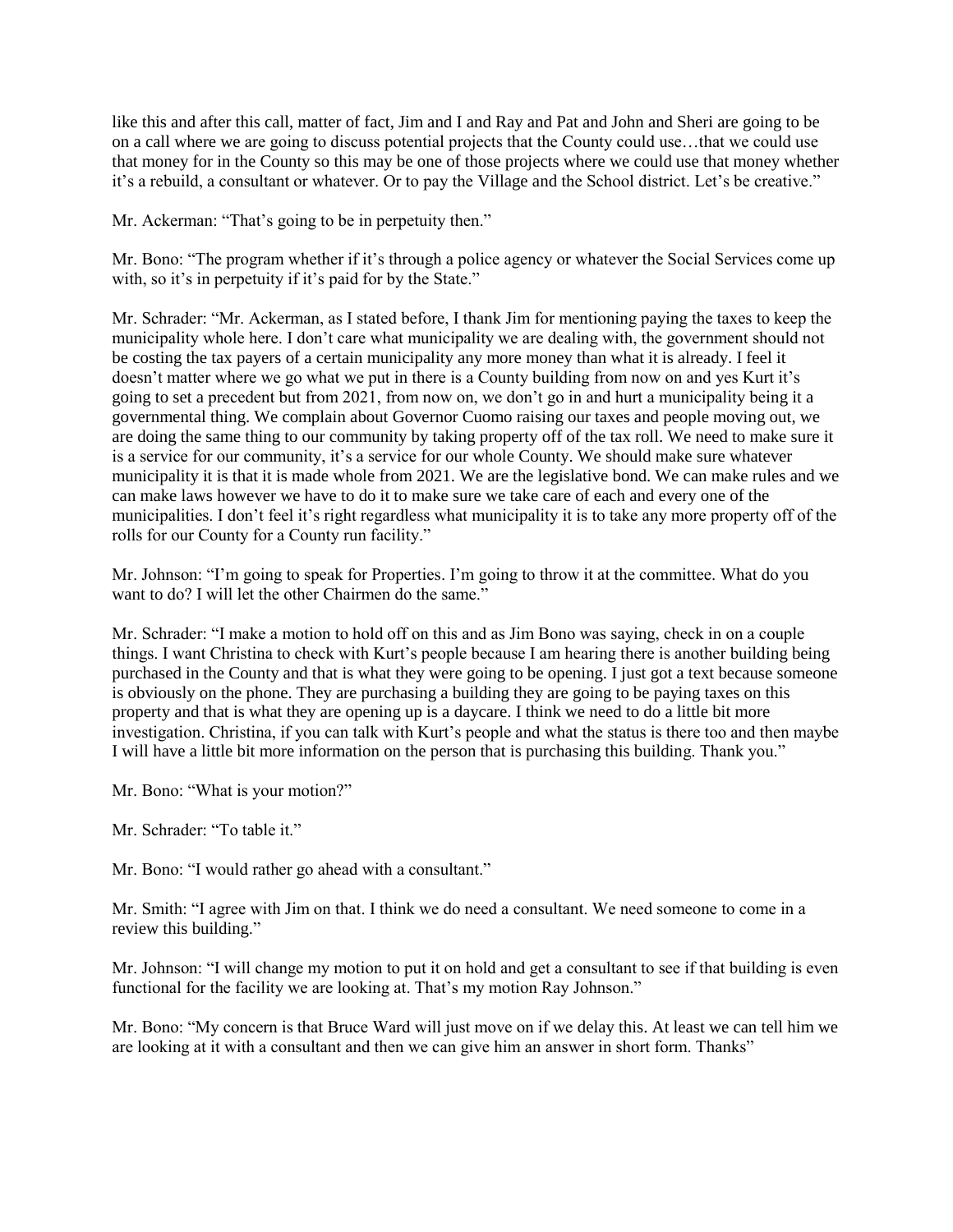like this and after this call, matter of fact, Jim and I and Ray and Pat and John and Sheri are going to be on a call where we are going to discuss potential projects that the County could use…that we could use that money for in the County so this may be one of those projects where we could use that money whether it's a rebuild, a consultant or whatever. Or to pay the Village and the School district. Let's be creative."

Mr. Ackerman: "That's going to be in perpetuity then."

Mr. Bono: "The program whether if it's through a police agency or whatever the Social Services come up with, so it's in perpetuity if it's paid for by the State."

Mr. Schrader: "Mr. Ackerman, as I stated before, I thank Jim for mentioning paying the taxes to keep the municipality whole here. I don't care what municipality we are dealing with, the government should not be costing the tax payers of a certain municipality any more money than what it is already. I feel it doesn't matter where we go what we put in there is a County building from now on and yes Kurt it's going to set a precedent but from 2021, from now on, we don't go in and hurt a municipality being it a governmental thing. We complain about Governor Cuomo raising our taxes and people moving out, we are doing the same thing to our community by taking property off of the tax roll. We need to make sure it is a service for our community, it's a service for our whole County. We should make sure whatever municipality it is that it is made whole from 2021. We are the legislative bond. We can make rules and we can make laws however we have to do it to make sure we take care of each and every one of the municipalities. I don't feel it's right regardless what municipality it is to take any more property off of the rolls for our County for a County run facility."

Mr. Johnson: "I'm going to speak for Properties. I'm going to throw it at the committee. What do you want to do? I will let the other Chairmen do the same."

Mr. Schrader: "I make a motion to hold off on this and as Jim Bono was saying, check in on a couple things. I want Christina to check with Kurt's people because I am hearing there is another building being purchased in the County and that is what they were going to be opening. I just got a text because someone is obviously on the phone. They are purchasing a building they are going to be paying taxes on this property and that is what they are opening up is a daycare. I think we need to do a little bit more investigation. Christina, if you can talk with Kurt's people and what the status is there too and then maybe I will have a little bit more information on the person that is purchasing this building. Thank you."

Mr. Bono: "What is your motion?"

Mr. Schrader: "To table it."

Mr. Bono: "I would rather go ahead with a consultant."

Mr. Smith: "I agree with Jim on that. I think we do need a consultant. We need someone to come in a review this building."

Mr. Johnson: "I will change my motion to put it on hold and get a consultant to see if that building is even functional for the facility we are looking at. That's my motion Ray Johnson."

Mr. Bono: "My concern is that Bruce Ward will just move on if we delay this. At least we can tell him we are looking at it with a consultant and then we can give him an answer in short form. Thanks"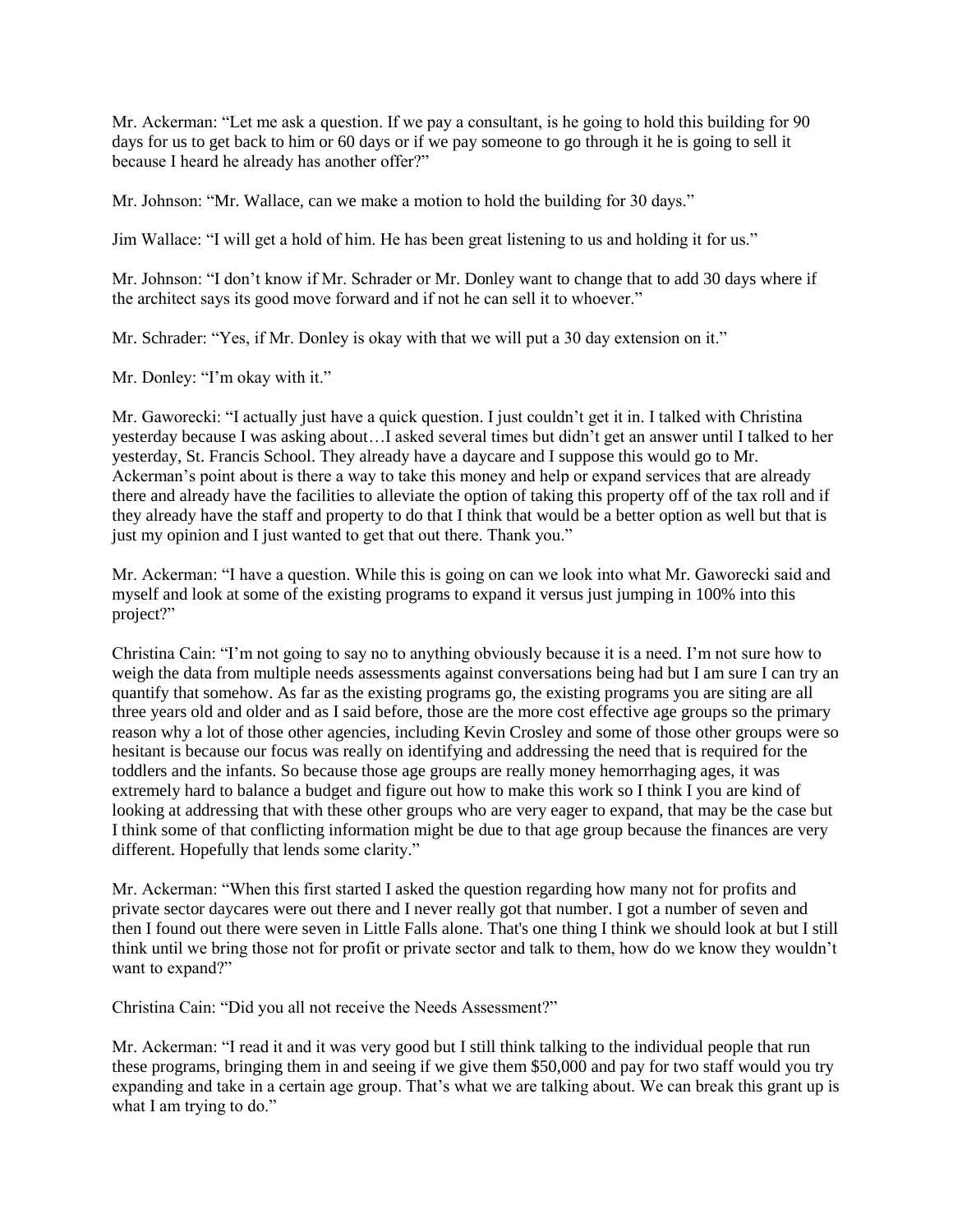Mr. Ackerman: "Let me ask a question. If we pay a consultant, is he going to hold this building for 90 days for us to get back to him or 60 days or if we pay someone to go through it he is going to sell it because I heard he already has another offer?"

Mr. Johnson: "Mr. Wallace, can we make a motion to hold the building for 30 days."

Jim Wallace: "I will get a hold of him. He has been great listening to us and holding it for us."

Mr. Johnson: "I don't know if Mr. Schrader or Mr. Donley want to change that to add 30 days where if the architect says its good move forward and if not he can sell it to whoever."

Mr. Schrader: "Yes, if Mr. Donley is okay with that we will put a 30 day extension on it."

Mr. Donley: "I'm okay with it."

Mr. Gaworecki: "I actually just have a quick question. I just couldn't get it in. I talked with Christina yesterday because I was asking about…I asked several times but didn't get an answer until I talked to her yesterday, St. Francis School. They already have a daycare and I suppose this would go to Mr. Ackerman's point about is there a way to take this money and help or expand services that are already there and already have the facilities to alleviate the option of taking this property off of the tax roll and if they already have the staff and property to do that I think that would be a better option as well but that is just my opinion and I just wanted to get that out there. Thank you."

Mr. Ackerman: "I have a question. While this is going on can we look into what Mr. Gaworecki said and myself and look at some of the existing programs to expand it versus just jumping in 100% into this project?"

Christina Cain: "I'm not going to say no to anything obviously because it is a need. I'm not sure how to weigh the data from multiple needs assessments against conversations being had but I am sure I can try an quantify that somehow. As far as the existing programs go, the existing programs you are siting are all three years old and older and as I said before, those are the more cost effective age groups so the primary reason why a lot of those other agencies, including Kevin Crosley and some of those other groups were so hesitant is because our focus was really on identifying and addressing the need that is required for the toddlers and the infants. So because those age groups are really money hemorrhaging ages, it was extremely hard to balance a budget and figure out how to make this work so I think I you are kind of looking at addressing that with these other groups who are very eager to expand, that may be the case but I think some of that conflicting information might be due to that age group because the finances are very different. Hopefully that lends some clarity."

Mr. Ackerman: "When this first started I asked the question regarding how many not for profits and private sector daycares were out there and I never really got that number. I got a number of seven and then I found out there were seven in Little Falls alone. That's one thing I think we should look at but I still think until we bring those not for profit or private sector and talk to them, how do we know they wouldn't want to expand?"

Christina Cain: "Did you all not receive the Needs Assessment?"

Mr. Ackerman: "I read it and it was very good but I still think talking to the individual people that run these programs, bringing them in and seeing if we give them $50,000 and pay for two staff would you try expanding and take in a certain age group. That's what we are talking about. We can break this grant up is what I am trying to do."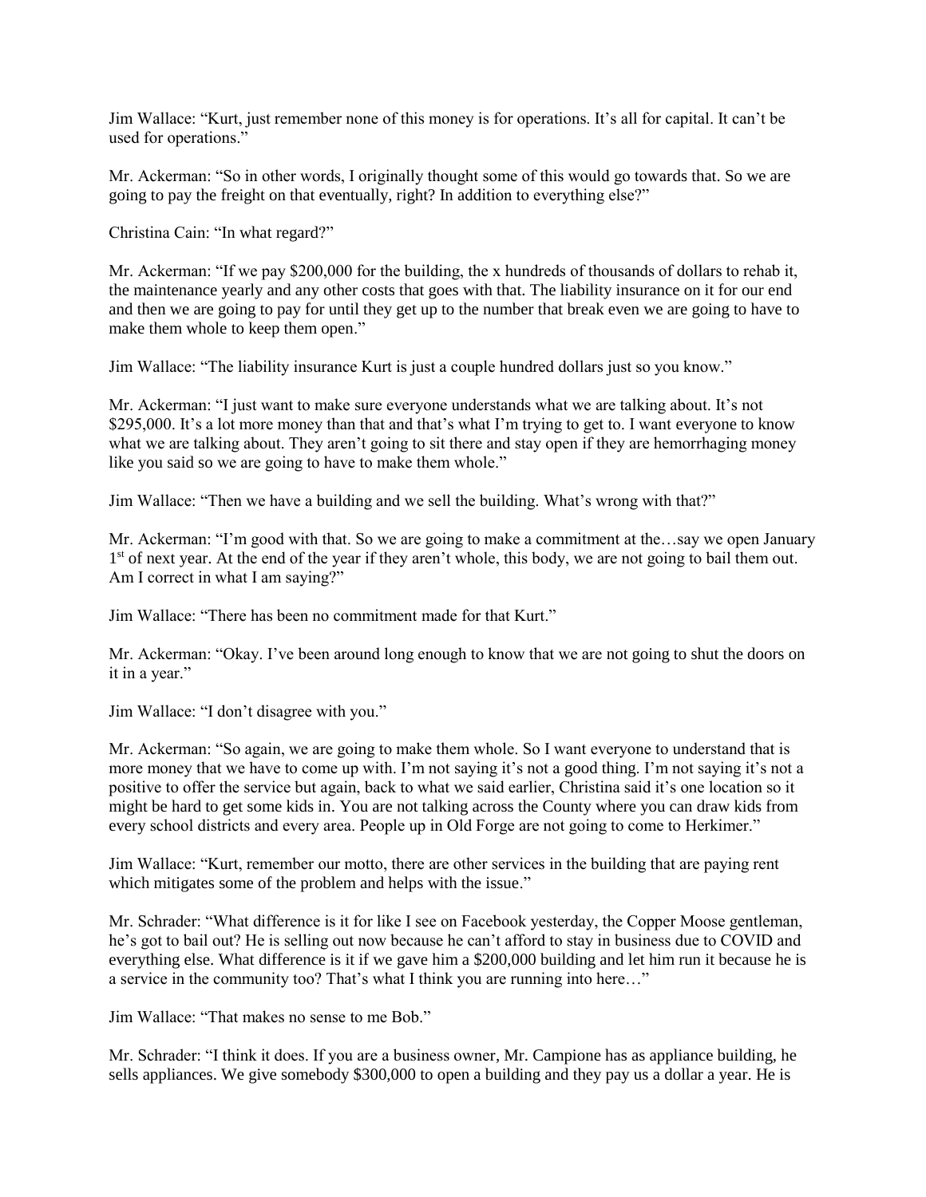Jim Wallace: "Kurt, just remember none of this money is for operations. It's all for capital. It can't be used for operations."

Mr. Ackerman: "So in other words, I originally thought some of this would go towards that. So we are going to pay the freight on that eventually, right? In addition to everything else?"

Christina Cain: "In what regard?"

Mr. Ackerman: "If we pay $200,000 for the building, the x hundreds of thousands of dollars to rehab it, the maintenance yearly and any other costs that goes with that. The liability insurance on it for our end and then we are going to pay for until they get up to the number that break even we are going to have to make them whole to keep them open."

Jim Wallace: "The liability insurance Kurt is just a couple hundred dollars just so you know."

Mr. Ackerman: "I just want to make sure everyone understands what we are talking about. It's not $295,000. It's a lot more money than that and that's what I'm trying to get to. I want everyone to know what we are talking about. They aren't going to sit there and stay open if they are hemorrhaging money like you said so we are going to have to make them whole."

Jim Wallace: "Then we have a building and we sell the building. What's wrong with that?"

Mr. Ackerman: "I'm good with that. So we are going to make a commitment at the…say we open January 1st of next year. At the end of the year if they aren't whole, this body, we are not going to bail them out. Am I correct in what I am saying?"

Jim Wallace: "There has been no commitment made for that Kurt."

Mr. Ackerman: "Okay. I've been around long enough to know that we are not going to shut the doors on it in a year."

Jim Wallace: "I don't disagree with you."

Mr. Ackerman: "So again, we are going to make them whole. So I want everyone to understand that is more money that we have to come up with. I'm not saying it's not a good thing. I'm not saying it's not a positive to offer the service but again, back to what we said earlier, Christina said it's one location so it might be hard to get some kids in. You are not talking across the County where you can draw kids from every school districts and every area. People up in Old Forge are not going to come to Herkimer."

Jim Wallace: "Kurt, remember our motto, there are other services in the building that are paying rent which mitigates some of the problem and helps with the issue."

Mr. Schrader: "What difference is it for like I see on Facebook yesterday, the Copper Moose gentleman, he's got to bail out? He is selling out now because he can't afford to stay in business due to COVID and everything else. What difference is it if we gave him a $200,000 building and let him run it because he is a service in the community too? That's what I think you are running into here…"

Jim Wallace: "That makes no sense to me Bob."

Mr. Schrader: "I think it does. If you are a business owner, Mr. Campione has as appliance building, he sells appliances. We give somebody $300,000 to open a building and they pay us a dollar a year. He is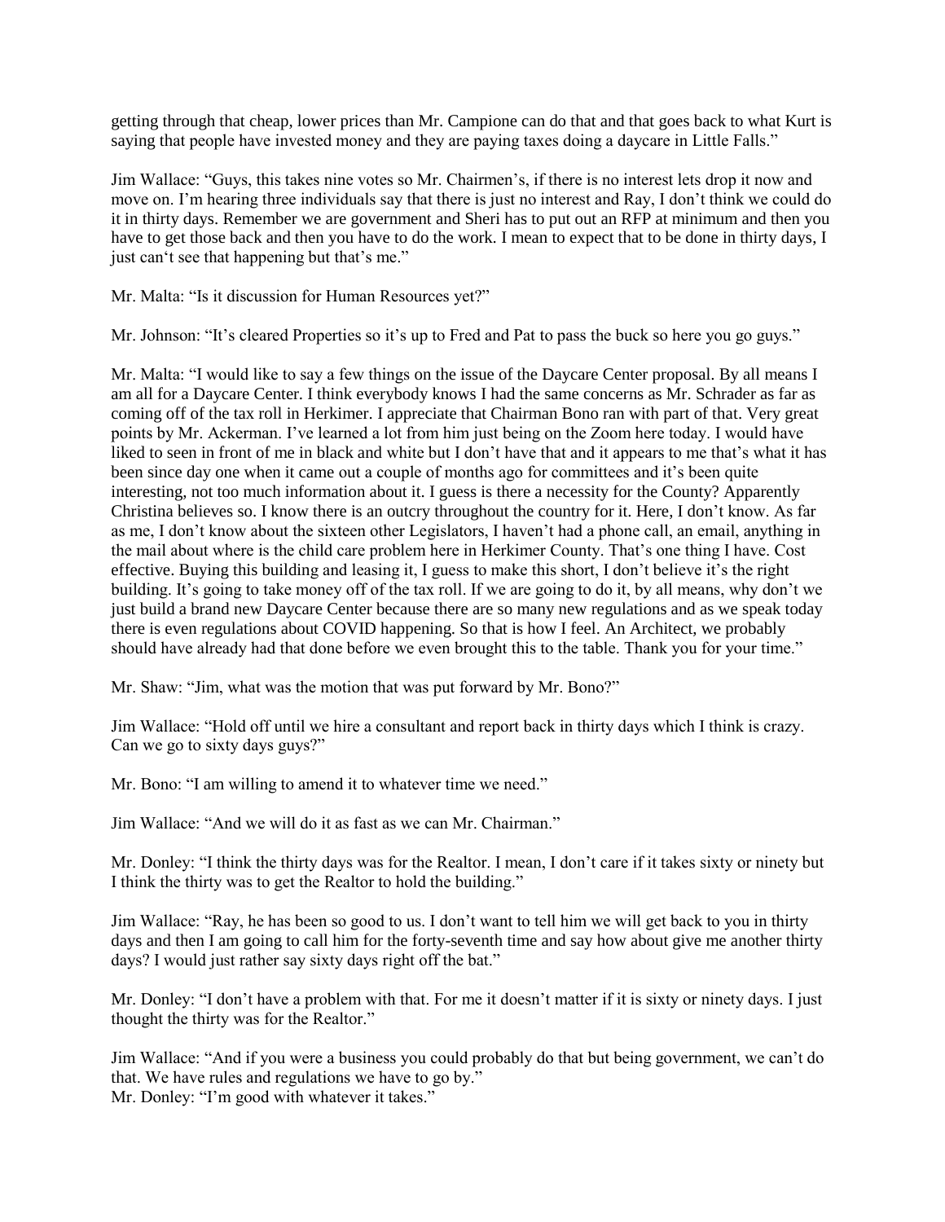getting through that cheap, lower prices than Mr. Campione can do that and that goes back to what Kurt is saying that people have invested money and they are paying taxes doing a daycare in Little Falls."

Jim Wallace: "Guys, this takes nine votes so Mr. Chairmen's, if there is no interest lets drop it now and move on. I'm hearing three individuals say that there is just no interest and Ray, I don't think we could do it in thirty days. Remember we are government and Sheri has to put out an RFP at minimum and then you have to get those back and then you have to do the work. I mean to expect that to be done in thirty days, I just can't see that happening but that's me."

Mr. Malta: "Is it discussion for Human Resources yet?"

Mr. Johnson: "It's cleared Properties so it's up to Fred and Pat to pass the buck so here you go guys."

Mr. Malta: "I would like to say a few things on the issue of the Daycare Center proposal. By all means I am all for a Daycare Center. I think everybody knows I had the same concerns as Mr. Schrader as far as coming off of the tax roll in Herkimer. I appreciate that Chairman Bono ran with part of that. Very great points by Mr. Ackerman. I've learned a lot from him just being on the Zoom here today. I would have liked to seen in front of me in black and white but I don't have that and it appears to me that's what it has been since day one when it came out a couple of months ago for committees and it's been quite interesting, not too much information about it. I guess is there a necessity for the County? Apparently Christina believes so. I know there is an outcry throughout the country for it. Here, I don't know. As far as me, I don't know about the sixteen other Legislators, I haven't had a phone call, an email, anything in the mail about where is the child care problem here in Herkimer County. That's one thing I have. Cost effective. Buying this building and leasing it, I guess to make this short, I don't believe it's the right building. It's going to take money off of the tax roll. If we are going to do it, by all means, why don't we just build a brand new Daycare Center because there are so many new regulations and as we speak today there is even regulations about COVID happening. So that is how I feel. An Architect, we probably should have already had that done before we even brought this to the table. Thank you for your time."

Mr. Shaw: "Jim, what was the motion that was put forward by Mr. Bono?"

Jim Wallace: "Hold off until we hire a consultant and report back in thirty days which I think is crazy. Can we go to sixty days guys?"

Mr. Bono: "I am willing to amend it to whatever time we need."

Jim Wallace: "And we will do it as fast as we can Mr. Chairman."

Mr. Donley: "I think the thirty days was for the Realtor. I mean, I don't care if it takes sixty or ninety but I think the thirty was to get the Realtor to hold the building."

Jim Wallace: "Ray, he has been so good to us. I don't want to tell him we will get back to you in thirty days and then I am going to call him for the forty-seventh time and say how about give me another thirty days? I would just rather say sixty days right off the bat."

Mr. Donley: "I don't have a problem with that. For me it doesn't matter if it is sixty or ninety days. I just thought the thirty was for the Realtor."

Jim Wallace: "And if you were a business you could probably do that but being government, we can't do that. We have rules and regulations we have to go by."

Mr. Donley: "I'm good with whatever it takes."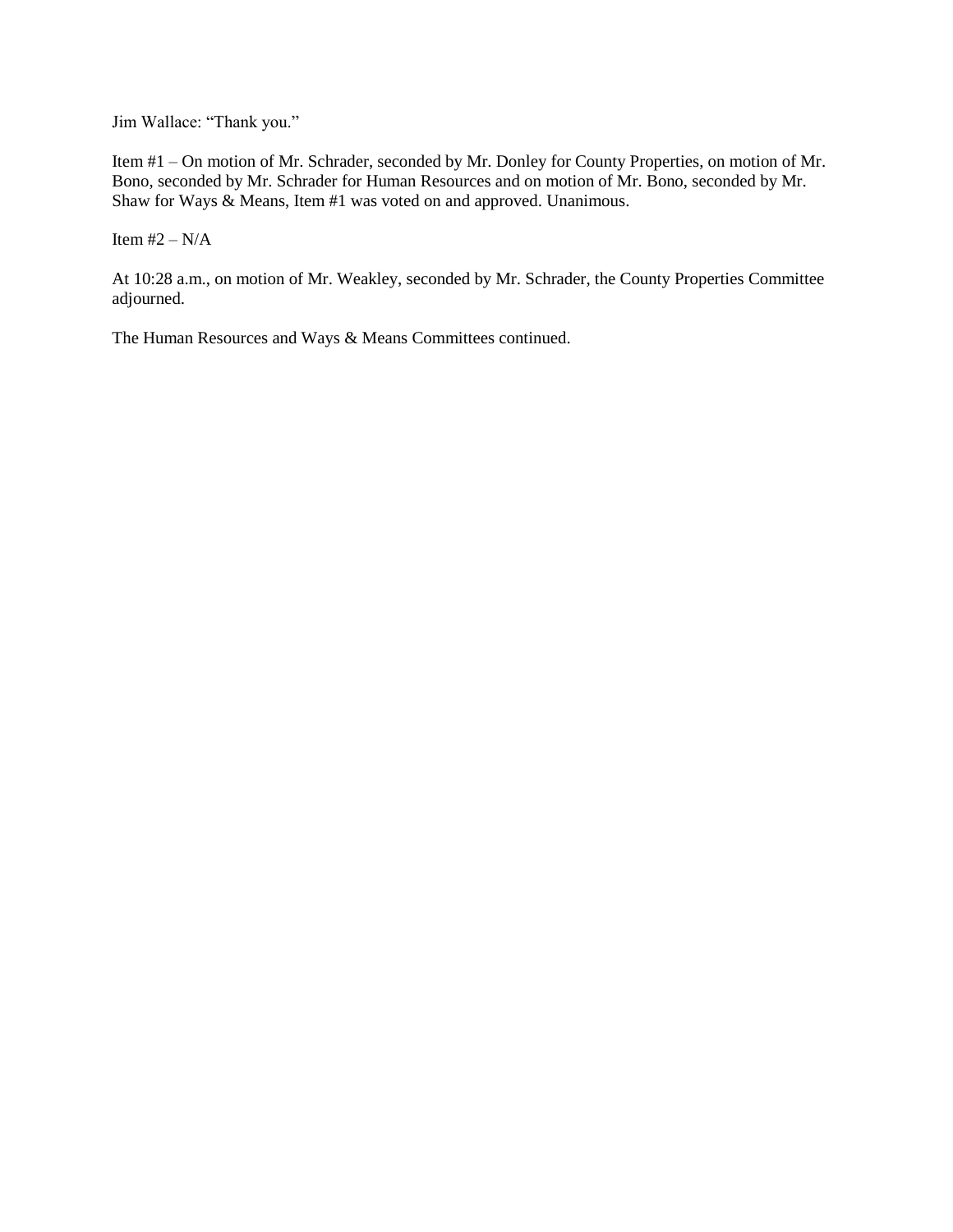Jim Wallace: “Thank you.”

Item #1 – On motion of Mr. Schrader, seconded by Mr. Donley for County Properties, on motion of Mr. Bono, seconded by Mr. Schrader for Human Resources and on motion of Mr. Bono, seconded by Mr. Shaw for Ways & Means, Item #1 was voted on and approved. Unanimous.

Item #2 – N/A

At 10:28 a.m., on motion of Mr. Weakley, seconded by Mr. Schrader, the County Properties Committee adjourned.

The Human Resources and Ways & Means Committees continued.